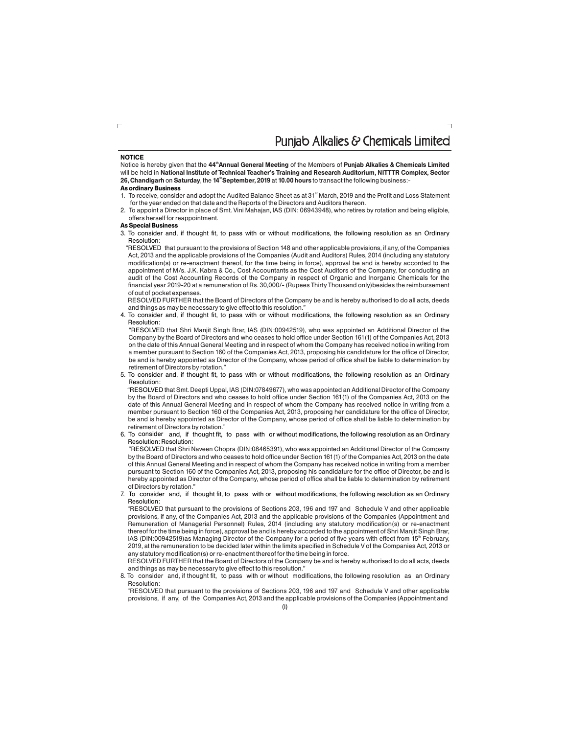## NOTICE

Notice is hereby given that the **44th Annual General Meeting** of the Members of **Punjab Alkalies & Chemicals Limited** will be held in **National Institute of Technical Teacher's Training and Research Auditorium, NITTTR Complex, Sector 26, Chandigarh** on **Saturday**, the **14th September, 2019** at **10.00 hours** to transact the following business:-

**As ordinary Business**

1. To receive, consider and adopt the Audited Balance Sheet as at 31st March, 2019 and the Profit and Loss Statement for the year ended on that date and the Reports of the Directors and Auditors thereon.
2. To appoint a Director in place of Smt. Vini Mahajan, IAS (DIN: 06943948), who retires by rotation and being eligible, offers herself for reappointment.

**As Special Business**

3. To consider and, if thought fit, to pass with or without modifications, the following resolution as an Ordinary Resolution:

   "RESOLVED that pursuant to the provisions of Section 148 and other applicable provisions, if any, of the Companies Act, 2013 and the applicable provisions of the Companies (Audit and Auditors) Rules, 2014 (including any statutory modification(s) or re-enactment thereof, for the time being in force), approval be and is hereby accorded to the appointment of M/s. J.K. Kabra & Co., Cost Accountants as the Cost Auditors of the Company, for conducting an audit of the Cost Accounting Records of the Company in respect of Organic and Inorganic Chemicals for the financial year 2019-20 at a remuneration of Rs. 30,000/- (Rupees Thirty Thousand only)besides the reimbursement of out of pocket expenses.

   RESOLVED FURTHER that the Board of Directors of the Company be and is hereby authorised to do all acts, deeds and things as may be necessary to give effect to this resolution."

4. To consider and, if thought fit, to pass with or without modifications, the following resolution as an Ordinary Resolution:

   "RESOLVED that Shri Manjit Singh Brar, IAS (DIN:00942519), who was appointed an Additional Director of the Company by the Board of Directors and who ceases to hold office under Section 161(1) of the Companies Act, 2013 on the date of this Annual General Meeting and in respect of whom the Company has received notice in writing from a member pursuant to Section 160 of the Companies Act, 2013, proposing his candidature for the office of Director, be and is hereby appointed as Director of the Company, whose period of office shall be liable to determination by retirement of Directors by rotation."

5. To consider and, if thought fit, to pass with or without modifications, the following resolution as an Ordinary Resolution:

   "RESOLVED that Smt. Deepti Uppal, IAS (DIN:07849677), who was appointed an Additional Director of the Company by the Board of Directors and who ceases to hold office under Section 161(1) of the Companies Act, 2013 on the date of this Annual General Meeting and in respect of whom the Company has received notice in writing from a member pursuant to Section 160 of the Companies Act, 2013, proposing her candidature for the office of Director, be and is hereby appointed as Director of the Company, whose period of office shall be liable to determination by retirement of Directors by rotation."

6. To consider and, if thought fit, to pass with or without modifications, the following resolution as an Ordinary Resolution: Resolution:

   "RESOLVED that Shri Naveen Chopra (DIN:08465391), who was appointed an Additional Director of the Company by the Board of Directors and who ceases to hold office under Section 161(1) of the Companies Act, 2013 on the date of this Annual General Meeting and in respect of whom the Company has received notice in writing from a member pursuant to Section 160 of the Companies Act, 2013, proposing his candidature for the office of Director, be and is hereby appointed as Director of the Company, whose period of office shall be liable to determination by retirement of Directors by rotation."

7. To consider and, if thought fit, to pass with or without modifications, the following resolution as an Ordinary Resolution:

   "RESOLVED that pursuant to the provisions of Sections 203, 196 and 197 and Schedule V and other applicable provisions, if any, of the Companies Act, 2013 and the applicable provisions of the Companies (Appointment and Remuneration of Managerial Personnel) Rules, 2014 (including any statutory modification(s) or re-enactment thereof for the time being in force), approval be and is hereby accorded to the appointment of Shri Manjit Singh Brar, IAS (DIN:00942519)as Managing Director of the Company for a period of five years with effect from 15th February, 2019, at the remuneration to be decided later within the limits specified in Schedule V of the Companies Act, 2013 or any statutory modification(s) or re-enactment thereof for the time being in force.

   RESOLVED FURTHER that the Board of Directors of the Company be and is hereby authorised to do all acts, deeds and things as may be necessary to give effect to this resolution."

8. To consider and, if thought fit, to pass with or without modifications, the following resolution as an Ordinary Resolution:

   "RESOLVED that pursuant to the provisions of Sections 203, 196 and 197 and Schedule V and other applicable provisions, if any, of the Companies Act, 2013 and the applicable provisions of the Companies (Appointment and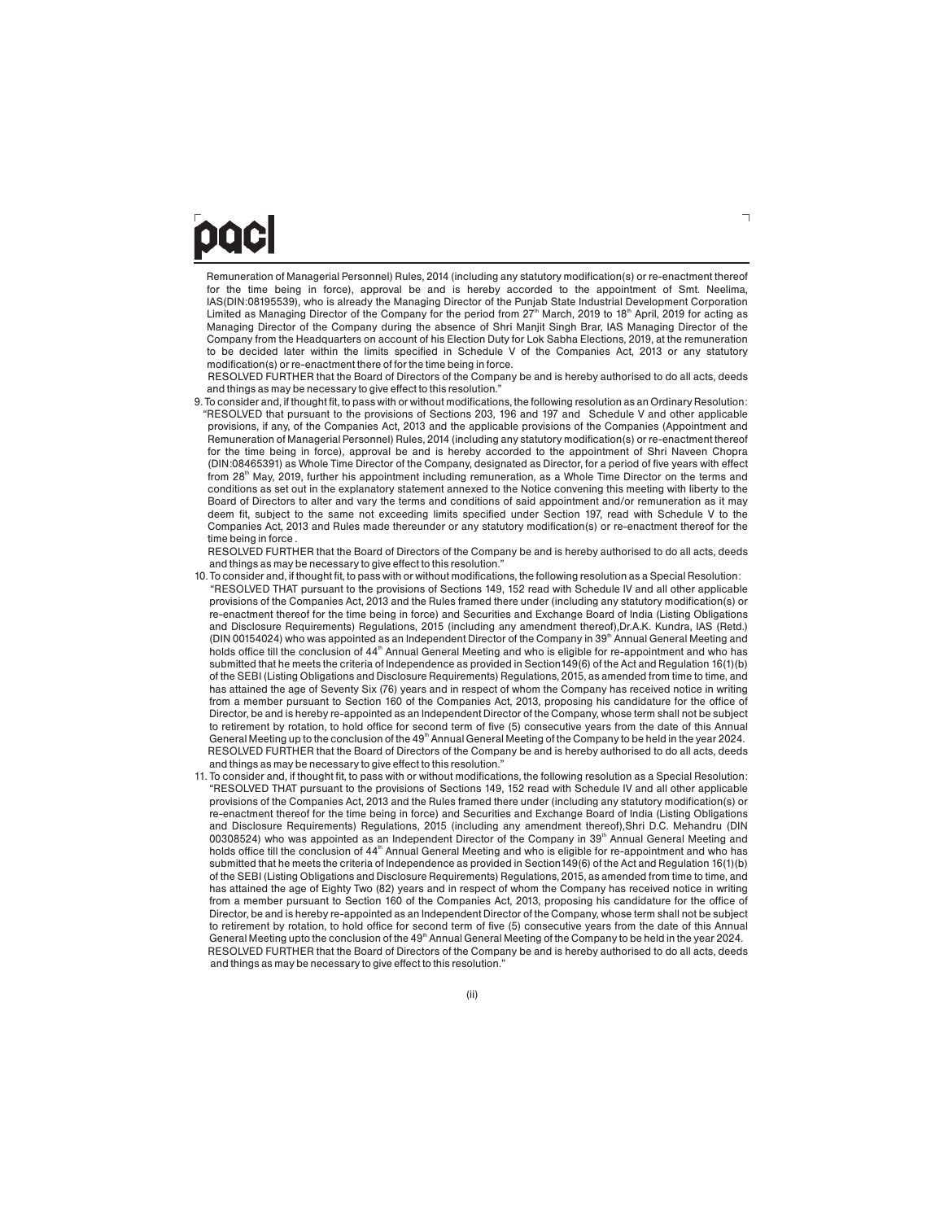Remuneration of Managerial Personnel) Rules, 2014 (including any statutory modification(s) or re-enactment thereof for the time being in force), approval be and is hereby accorded to the appointment of Smt. Neelima, IAS(DIN:08195539), who is already the Managing Director of the Punjab State Industrial Development Corporation Limited as Managing Director of the Company for the period from 27th March, 2019 to 18th April, 2019 for acting as Managing Director of the Company during the absence of Shri Manjit Singh Brar, IAS Managing Director of the Company from the Headquarters on account of his Election Duty for Lok Sabha Elections, 2019, at the remuneration to be decided later within the limits specified in Schedule V of the Companies Act, 2013 or any statutory modification(s) or re-enactment there of for the time being in force.

RESOLVED FURTHER that the Board of Directors of the Company be and is hereby authorised to do all acts, deeds and things as may be necessary to give effect to this resolution."

9. To consider and, if thought fit, to pass with or without modifications, the following resolution as an Ordinary Resolution:

"RESOLVED that pursuant to the provisions of Sections 203, 196 and 197 and Schedule V and other applicable provisions, if any, of the Companies Act, 2013 and the applicable provisions of the Companies (Appointment and Remuneration of Managerial Personnel) Rules, 2014 (including any statutory modification(s) or re-enactment thereof for the time being in force), approval be and is hereby accorded to the appointment of Shri Naveen Chopra (DIN:08465391) as Whole Time Director of the Company, designated as Director, for a period of five years with effect from 28th May, 2019, further his appointment including remuneration, as a Whole Time Director on the terms and conditions as set out in the explanatory statement annexed to the Notice convening this meeting with liberty to the Board of Directors to alter and vary the terms and conditions of said appointment and/or remuneration as it may deem fit, subject to the same not exceeding limits specified under Section 197, read with Schedule V to the Companies Act, 2013 and Rules made thereunder or any statutory modification(s) or re-enactment thereof for the time being in force .

RESOLVED FURTHER that the Board of Directors of the Company be and is hereby authorised to do all acts, deeds and things as may be necessary to give effect to this resolution."

10. To consider and, if thought fit, to pass with or without modifications, the following resolution as a Special Resolution:

"RESOLVED THAT pursuant to the provisions of Sections 149, 152 read with Schedule IV and all other applicable provisions of the Companies Act, 2013 and the Rules framed there under (including any statutory modification(s) or re-enactment thereof for the time being in force) and Securities and Exchange Board of India (Listing Obligations and Disclosure Requirements) Regulations, 2015 (including any amendment thereof),Dr.A.K. Kundra, IAS (Retd.) (DIN 00154024) who was appointed as an Independent Director of the Company in 39th Annual General Meeting and holds office till the conclusion of 44th Annual General Meeting and who is eligible for re-appointment and who has submitted that he meets the criteria of Independence as provided in Section149(6) of the Act and Regulation 16(1)(b) of the SEBI (Listing Obligations and Disclosure Requirements) Regulations, 2015, as amended from time to time, and has attained the age of Seventy Six (76) years and in respect of whom the Company has received notice in writing from a member pursuant to Section 160 of the Companies Act, 2013, proposing his candidature for the office of Director, be and is hereby re-appointed as an Independent Director of the Company, whose term shall not be subject to retirement by rotation, to hold office for second term of five (5) consecutive years from the date of this Annual General Meeting up to the conclusion of the 49th Annual General Meeting of the Company to be held in the year 2024.

RESOLVED FURTHER that the Board of Directors of the Company be and is hereby authorised to do all acts, deeds and things as may be necessary to give effect to this resolution."

11. To consider and, if thought fit, to pass with or without modifications, the following resolution as a Special Resolution:

"RESOLVED THAT pursuant to the provisions of Sections 149, 152 read with Schedule IV and all other applicable provisions of the Companies Act, 2013 and the Rules framed there under (including any statutory modification(s) or re-enactment thereof for the time being in force) and Securities and Exchange Board of India (Listing Obligations and Disclosure Requirements) Regulations, 2015 (including any amendment thereof),Shri D.C. Mehandru (DIN 00308524) who was appointed as an Independent Director of the Company in 39th Annual General Meeting and holds office till the conclusion of 44th Annual General Meeting and who is eligible for re-appointment and who has submitted that he meets the criteria of Independence as provided in Section149(6) of the Act and Regulation 16(1)(b) of the SEBI (Listing Obligations and Disclosure Requirements) Regulations, 2015, as amended from time to time, and has attained the age of Eighty Two (82) years and in respect of whom the Company has received notice in writing from a member pursuant to Section 160 of the Companies Act, 2013, proposing his candidature for the office of Director, be and is hereby re-appointed as an Independent Director of the Company, whose term shall not be subject to retirement by rotation, to hold office for second term of five (5) consecutive years from the date of this Annual General Meeting upto the conclusion of the 49th Annual General Meeting of the Company to be held in the year 2024.

RESOLVED FURTHER that the Board of Directors of the Company be and is hereby authorised to do all acts, deeds and things as may be necessary to give effect to this resolution."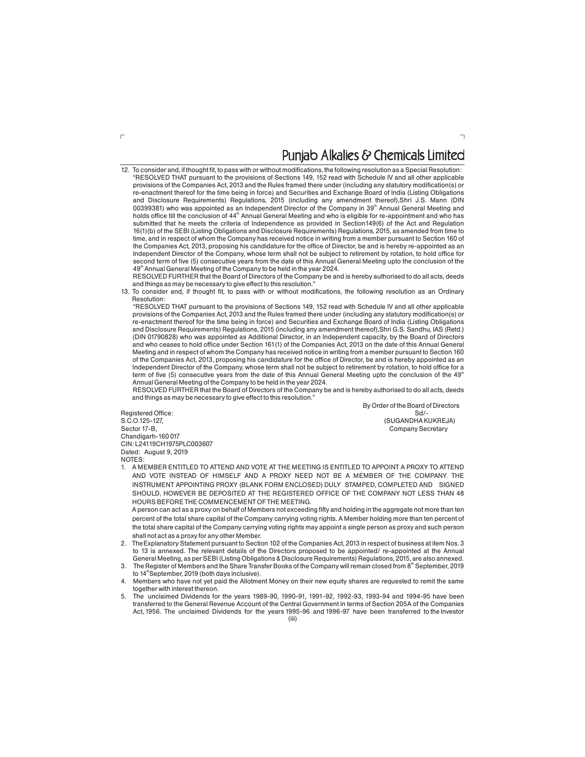12. To consider and, if thought fit, to pass with or without modifications, the following resolution as a Special Resolution:

"RESOLVED THAT pursuant to the provisions of Sections 149, 152 read with Schedule IV and all other applicable provisions of the Companies Act, 2013 and the Rules framed there under (including any statutory modification(s) or re-enactment thereof for the time being in force) and Securities and Exchange Board of India (Listing Obligations and Disclosure Requirements) Regulations, 2015 (including any amendment thereof),Shri J.S. Mann (DIN 00399381) who was appointed as an Independent Director of the Company in 39th Annual General Meeting and holds office till the conclusion of 44th Annual General Meeting and who is eligible for re-appointment and who has submitted that he meets the criteria of Independence as provided in Section149(6) of the Act and Regulation 16(1)(b) of the SEBI (Listing Obligations and Disclosure Requirements) Regulations, 2015, as amended from time to time, and in respect of whom the Company has received notice in writing from a member pursuant to Section 160 of the Companies Act, 2013, proposing his candidature for the office of Director, be and is hereby re-appointed as an Independent Director of the Company, whose term shall not be subject to retirement by rotation, to hold office for second term of five (5) consecutive years from the date of this Annual General Meeting upto the conclusion of the 49th Annual General Meeting of the Company to be held in the year 2024.

RESOLVED FURTHER that the Board of Directors of the Company be and is hereby authorised to do all acts, deeds and things as may be necessary to give effect to this resolution."

13. To consider and, if thought fit, to pass with or without modifications, the following resolution as an Ordinary Resolution:

"RESOLVED THAT pursuant to the provisions of Sections 149, 152 read with Schedule IV and all other applicable provisions of the Companies Act, 2013 and the Rules framed there under (including any statutory modification(s) or re-enactment thereof for the time being in force) and Securities and Exchange Board of India (Listing Obligations and Disclosure Requirements) Regulations, 2015 (including any amendment thereof),Shri G.S. Sandhu, IAS (Retd.) (DIN 01790828) who was appointed as Additional Director, in an Independent capacity, by the Board of Directors and who ceases to hold office under Section 161(1) of the Companies Act, 2013 on the date of this Annual General Meeting and in respect of whom the Company has received notice in writing from a member pursuant to Section 160 of the Companies Act, 2013, proposing his candidature for the office of Director, be and is hereby appointed as an Independent Director of the Company, whose term shall not be subject to retirement by rotation, to hold office for a term of five (5) consecutive years from the date of this Annual General Meeting upto the conclusion of the 49th Annual General Meeting of the Company to be held in the year 2024.

RESOLVED FURTHER that the Board of Directors of the Company be and is hereby authorised to do all acts, deeds and things as may be necessary to give effect to this resolution."

By Order of the Board of Directors
Sd/-
(SUGANDHA KUKREJA)
Company Secretary

Registered Office:
S.C.O.125-127,
Sector 17-B,
Chandigarh-160 017
CIN: L24119CH1975PLC003607
Dated: August 9, 2019

NOTES:

1. A MEMBER ENTITLED TO ATTEND AND VOTE AT THE MEETING IS ENTITLED TO APPOINT A PROXY TO ATTEND AND VOTE INSTEAD OF HIMSELF AND A PROXY NEED NOT BE A MEMBER OF THE COMPANY. THE INSTRUMENT APPOINTING PROXY (BLANK FORM ENCLOSED) DULY STAMPED, COMPLETED AND SIGNED SHOULD, HOWEVER BE DEPOSITED AT THE REGISTERED OFFICE OF THE COMPANY NOT LESS THAN 48 HOURS BEFORE THE COMMENCEMENT OF THE MEETING.

   A person can act as a proxy on behalf of Members not exceeding fifty and holding in the aggregate not more than ten percent of the total share capital of the Company carrying voting rights. A Member holding more than ten percent of the total share capital of the Company carrying voting rights may appoint a single person as proxy and such person shall not act as a proxy for any other Member.

2. The Explanatory Statement pursuant to Section 102 of the Companies Act, 2013 in respect of business at item Nos. 3 to 13 is annexed. The relevant details of the Directors proposed to be appointed/ re-appointed at the Annual General Meeting, as per SEBI (Listing Obligations & Disclosure Requirements) Regulations, 2015, are also annexed.
3. The Register of Members and the Share Transfer Books of the Company will remain closed from 8th September, 2019 to 14th September, 2019 (both days inclusive).
4. Members who have not yet paid the Allotment Money on their new equity shares are requested to remit the same together with interest thereon.
5. The unclaimed Dividends for the years 1989-90, 1990-91, 1991-92, 1992-93, 1993-94 and 1994-95 have been transferred to the General Revenue Account of the Central Government in terms of Section 205A of the Companies Act, 1956. The unclaimed Dividends for the years 1995-96 and 1996-97 have been transferred to the Investor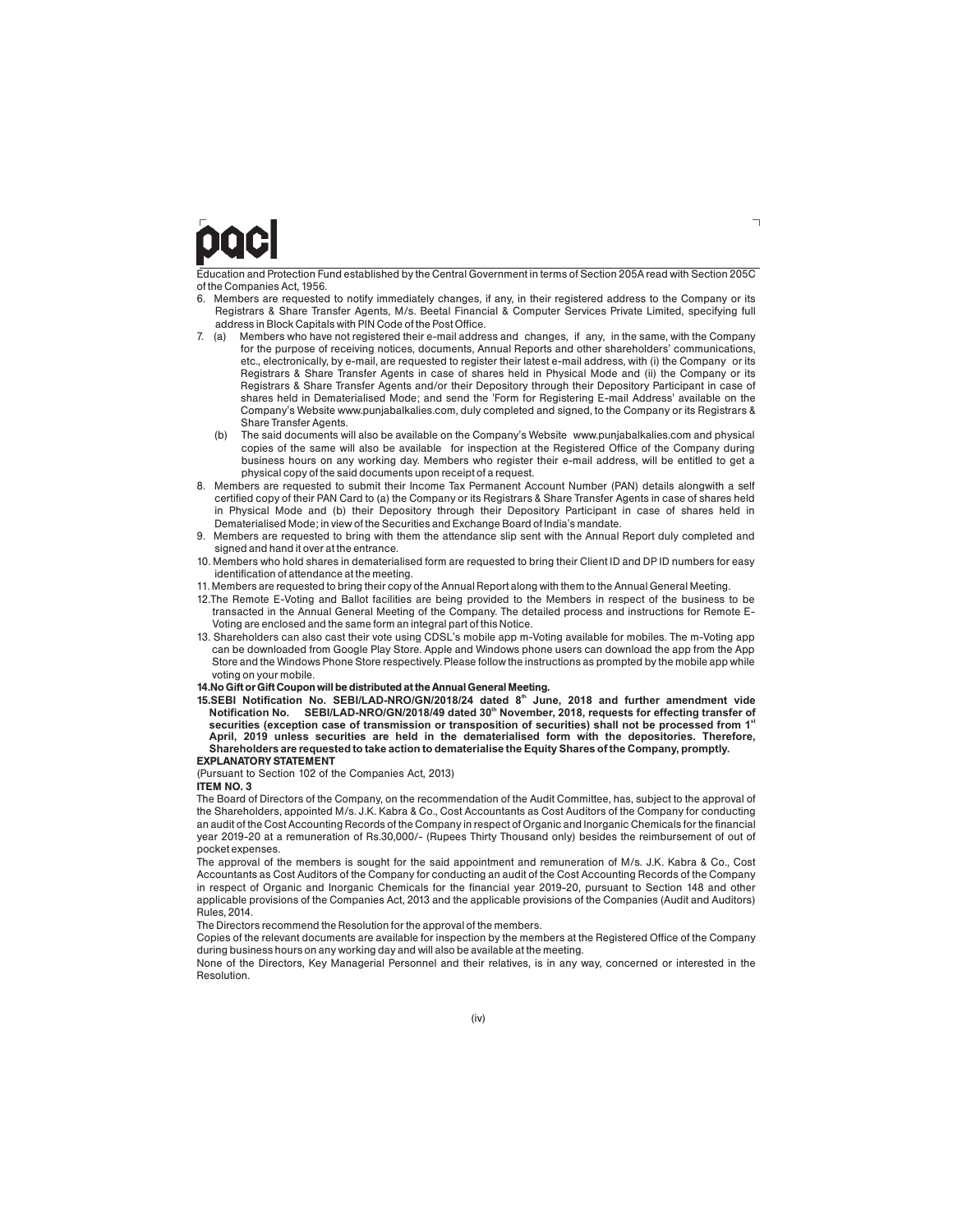Education and Protection Fund established by the Central Government in terms of Section 205A read with Section 205C of the Companies Act, 1956.

6. Members are requested to notify immediately changes, if any, in their registered address to the Company or its Registrars & Share Transfer Agents, M/s. Beetal Financial & Computer Services Private Limited, specifying full address in Block Capitals with PIN Code of the Post Office.
7. (a) Members who have not registered their e-mail address and changes, if any, in the same, with the Company for the purpose of receiving notices, documents, Annual Reports and other shareholders' communications, etc., electronically, by e-mail, are requested to register their latest e-mail address, with (i) the Company or its Registrars & Share Transfer Agents in case of shares held in Physical Mode and (ii) the Company or its Registrars & Share Transfer Agents and/or their Depository through their Depository Participant in case of shares held in Dematerialised Mode; and send the 'Form for Registering E-mail Address' available on the Company's Website www.punjabalkalies.com, duly completed and signed, to the Company or its Registrars & Share Transfer Agents.

   (b) The said documents will also be available on the Company's Website www.punjabalkalies.com and physical copies of the same will also be available for inspection at the Registered Office of the Company during business hours on any working day. Members who register their e-mail address, will be entitled to get a physical copy of the said documents upon receipt of a request.
8. Members are requested to submit their Income Tax Permanent Account Number (PAN) details alongwith a self certified copy of their PAN Card to (a) the Company or its Registrars & Share Transfer Agents in case of shares held in Physical Mode and (b) their Depository through their Depository Participant in case of shares held in Dematerialised Mode; in view of the Securities and Exchange Board of India's mandate.
9. Members are requested to bring with them the attendance slip sent with the Annual Report duly completed and signed and hand it over at the entrance.
10. Members who hold shares in dematerialised form are requested to bring their Client ID and DP ID numbers for easy identification of attendance at the meeting.
11. Members are requested to bring their copy of the Annual Report along with them to the Annual General Meeting.
12. The Remote E-Voting and Ballot facilities are being provided to the Members in respect of the business to be transacted in the Annual General Meeting of the Company. The detailed process and instructions for Remote E-Voting are enclosed and the same form an integral part of this Notice.
13. Shareholders can also cast their vote using CDSL's mobile app m-Voting available for mobiles. The m-Voting app can be downloaded from Google Play Store. Apple and Windows phone users can download the app from the App Store and the Windows Phone Store respectively. Please follow the instructions as prompted by the mobile app while voting on your mobile.
14. **No Gift or Gift Coupon will be distributed at the Annual General Meeting.**
15. **SEBI Notification No. SEBI/LAD-NRO/GN/2018/24 dated 8th June, 2018 and further amendment vide Notification No. SEBI/LAD-NRO/GN/2018/49 dated 30th November, 2018, requests for effecting transfer of securities (exception case of transmission or transposition of securities) shall not be processed from 1st April, 2019 unless securities are held in the dematerialised form with the depositories. Therefore, Shareholders are requested to take action to dematerialise the Equity Shares of the Company, promptly.**

**EXPLANATORY STATEMENT**

(Pursuant to Section 102 of the Companies Act, 2013)

**ITEM NO. 3**

The Board of Directors of the Company, on the recommendation of the Audit Committee, has, subject to the approval of the Shareholders, appointed M/s. J.K. Kabra & Co., Cost Accountants as Cost Auditors of the Company for conducting an audit of the Cost Accounting Records of the Company in respect of Organic and Inorganic Chemicals for the financial year 2019-20 at a remuneration of Rs.30,000/- (Rupees Thirty Thousand only) besides the reimbursement of out of pocket expenses.

The approval of the members is sought for the said appointment and remuneration of M/s. J.K. Kabra & Co., Cost Accountants as Cost Auditors of the Company for conducting an audit of the Cost Accounting Records of the Company in respect of Organic and Inorganic Chemicals for the financial year 2019-20, pursuant to Section 148 and other applicable provisions of the Companies Act, 2013 and the applicable provisions of the Companies (Audit and Auditors) Rules, 2014.

The Directors recommend the Resolution for the approval of the members.

Copies of the relevant documents are available for inspection by the members at the Registered Office of the Company during business hours on any working day and will also be available at the meeting.

None of the Directors, Key Managerial Personnel and their relatives, is in any way, concerned or interested in the Resolution.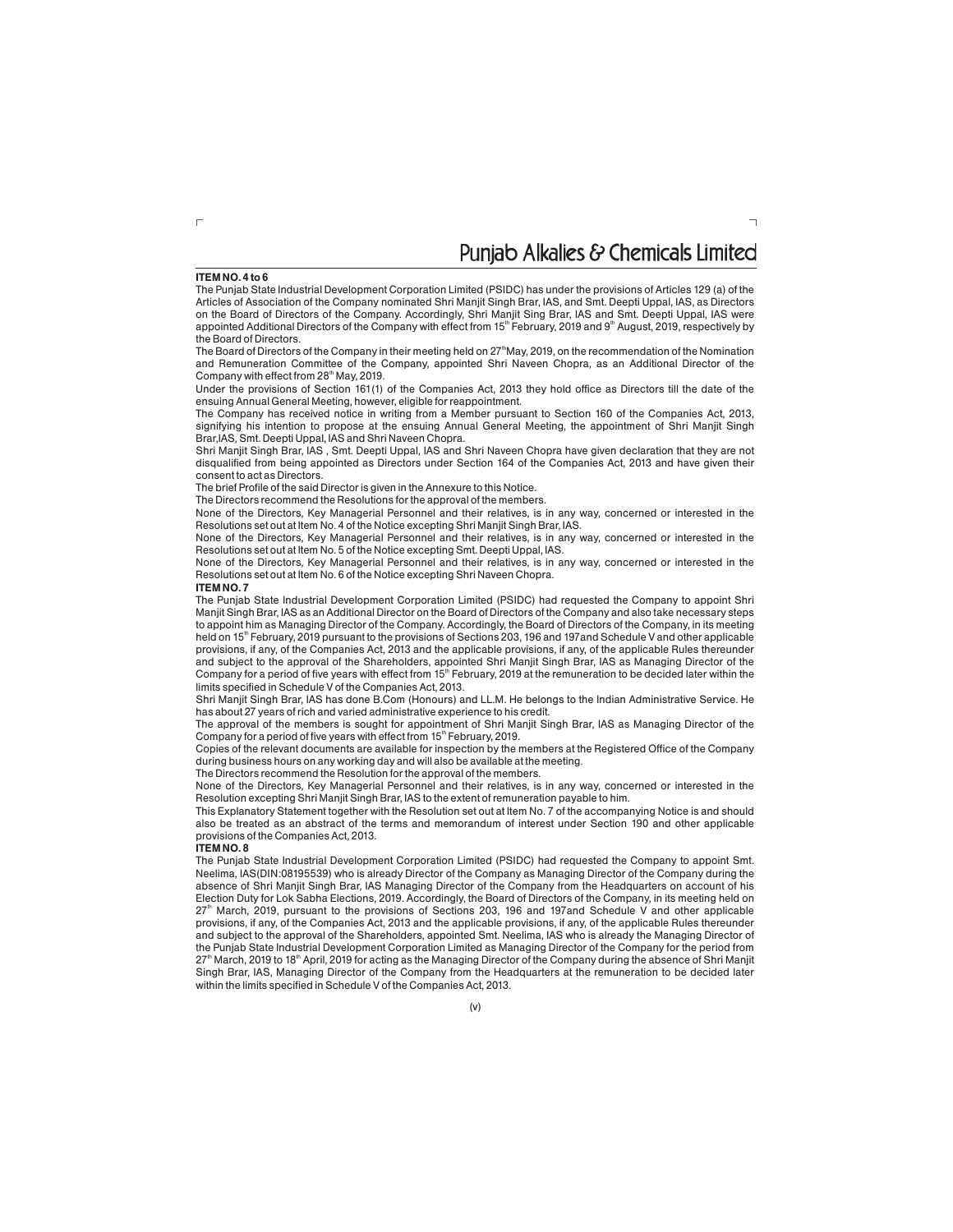**ITEM NO. 4 to 6**

The Punjab State Industrial Development Corporation Limited (PSIDC) has under the provisions of Articles 129 (a) of the Articles of Association of the Company nominated Shri Manjit Singh Brar, IAS, and Smt. Deepti Uppal, IAS, as Directors on the Board of Directors of the Company. Accordingly, Shri Manjit Sing Brar, IAS and Smt. Deepti Uppal, IAS were appointed Additional Directors of the Company with effect from 15th February, 2019 and 9th August, 2019, respectively by the Board of Directors.

The Board of Directors of the Company in their meeting held on 27thMay, 2019, on the recommendation of the Nomination and Remuneration Committee of the Company, appointed Shri Naveen Chopra, as an Additional Director of the Company with effect from 28th May, 2019.

Under the provisions of Section 161(1) of the Companies Act, 2013 they hold office as Directors till the date of the ensuing Annual General Meeting, however, eligible for reappointment.

The Company has received notice in writing from a Member pursuant to Section 160 of the Companies Act, 2013, signifying his intention to propose at the ensuing Annual General Meeting, the appointment of Shri Manjit Singh Brar,IAS, Smt. Deepti Uppal, IAS and Shri Naveen Chopra.

Shri Manjit Singh Brar, IAS , Smt. Deepti Uppal, IAS and Shri Naveen Chopra have given declaration that they are not disqualified from being appointed as Directors under Section 164 of the Companies Act, 2013 and have given their consent to act as Directors.

The brief Profile of the said Director is given in the Annexure to this Notice.

The Directors recommend the Resolutions for the approval of the members.

None of the Directors, Key Managerial Personnel and their relatives, is in any way, concerned or interested in the Resolutions set out at Item No. 4 of the Notice excepting Shri Manjit Singh Brar, IAS.

None of the Directors, Key Managerial Personnel and their relatives, is in any way, concerned or interested in the Resolutions set out at Item No. 5 of the Notice excepting Smt. Deepti Uppal, IAS.

None of the Directors, Key Managerial Personnel and their relatives, is in any way, concerned or interested in the Resolutions set out at Item No. 6 of the Notice excepting Shri Naveen Chopra.

**ITEM NO. 7**

The Punjab State Industrial Development Corporation Limited (PSIDC) had requested the Company to appoint Shri Manjit Singh Brar, IAS as an Additional Director on the Board of Directors of the Company and also take necessary steps to appoint him as Managing Director of the Company. Accordingly, the Board of Directors of the Company, in its meeting held on 15th February, 2019 pursuant to the provisions of Sections 203, 196 and 197and Schedule V and other applicable provisions, if any, of the Companies Act, 2013 and the applicable provisions, if any, of the applicable Rules thereunder and subject to the approval of the Shareholders, appointed Shri Manjit Singh Brar, IAS as Managing Director of the Company for a period of five years with effect from 15th February, 2019 at the remuneration to be decided later within the limits specified in Schedule V of the Companies Act, 2013.

Shri Manjit Singh Brar, IAS has done B.Com (Honours) and LL.M. He belongs to the Indian Administrative Service. He has about 27 years of rich and varied administrative experience to his credit.

The approval of the members is sought for appointment of Shri Manjit Singh Brar, IAS as Managing Director of the Company for a period of five years with effect from 15th February, 2019.

Copies of the relevant documents are available for inspection by the members at the Registered Office of the Company during business hours on any working day and will also be available at the meeting.

The Directors recommend the Resolution for the approval of the members.

None of the Directors, Key Managerial Personnel and their relatives, is in any way, concerned or interested in the Resolution excepting Shri Manjit Singh Brar, IAS to the extent of remuneration payable to him.

This Explanatory Statement together with the Resolution set out at Item No. 7 of the accompanying Notice is and should also be treated as an abstract of the terms and memorandum of interest under Section 190 and other applicable provisions of the Companies Act, 2013.

**ITEM NO. 8**

The Punjab State Industrial Development Corporation Limited (PSIDC) had requested the Company to appoint Smt. Neelima, IAS(DIN:08195539) who is already Director of the Company as Managing Director of the Company during the absence of Shri Manjit Singh Brar, IAS Managing Director of the Company from the Headquarters on account of his Election Duty for Lok Sabha Elections, 2019. Accordingly, the Board of Directors of the Company, in its meeting held on 27th March, 2019, pursuant to the provisions of Sections 203, 196 and 197and Schedule V and other applicable provisions, if any, of the Companies Act, 2013 and the applicable provisions, if any, of the applicable Rules thereunder and subject to the approval of the Shareholders, appointed Smt. Neelima, IAS who is already the Managing Director of the Punjab State Industrial Development Corporation Limited as Managing Director of the Company for the period from 27th March, 2019 to 18th April, 2019 for acting as the Managing Director of the Company during the absence of Shri Manjit Singh Brar, IAS, Managing Director of the Company from the Headquarters at the remuneration to be decided later within the limits specified in Schedule V of the Companies Act, 2013.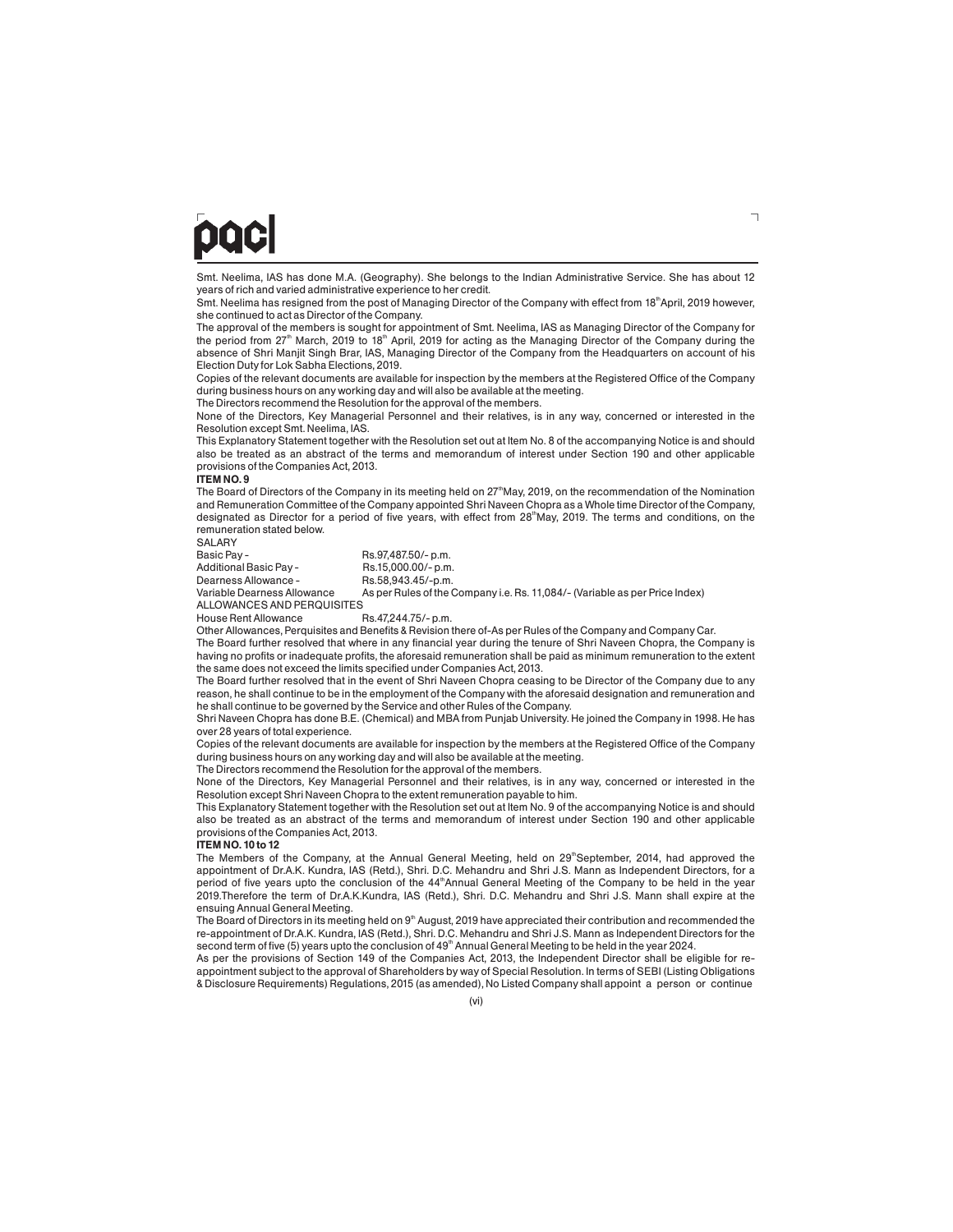Smt. Neelima, IAS has done M.A. (Geography). She belongs to the Indian Administrative Service. She has about 12 years of rich and varied administrative experience to her credit.

Smt. Neelima has resigned from the post of Managing Director of the Company with effect from 18th April, 2019 however, she continued to act as Director of the Company.

The approval of the members is sought for appointment of Smt. Neelima, IAS as Managing Director of the Company for the period from 27th March, 2019 to 18th April, 2019 for acting as the Managing Director of the Company during the absence of Shri Manjit Singh Brar, IAS, Managing Director of the Company from the Headquarters on account of his Election Duty for Lok Sabha Elections, 2019.

Copies of the relevant documents are available for inspection by the members at the Registered Office of the Company during business hours on any working day and will also be available at the meeting.

The Directors recommend the Resolution for the approval of the members.

None of the Directors, Key Managerial Personnel and their relatives, is in any way, concerned or interested in the Resolution except Smt. Neelima, IAS.

This Explanatory Statement together with the Resolution set out at Item No. 8 of the accompanying Notice is and should also be treated as an abstract of the terms and memorandum of interest under Section 190 and other applicable provisions of the Companies Act, 2013.

**ITEM NO. 9**

The Board of Directors of the Company in its meeting held on 27th May, 2019, on the recommendation of the Nomination and Remuneration Committee of the Company appointed Shri Naveen Chopra as a Whole time Director of the Company, designated as Director for a period of five years, with effect from 28th May, 2019. The terms and conditions, on the remuneration stated below.

SALARY

| | |
|---|---|
| Basic Pay - | Rs.97,487.50/- p.m. |
| Additional Basic Pay - | Rs.15,000.00/- p.m. |
| Dearness Allowance - | Rs.58,943.45/-p.m. |
| Variable Dearness Allowance | As per Rules of the Company i.e. Rs. 11,084/- (Variable as per Price Index) |

ALLOWANCES AND PERQUISITES

| | |
|---|---|
| House Rent Allowance | Rs.47,244.75/- p.m. |

Other Allowances, Perquisites and Benefits & Revision there of-As per Rules of the Company and Company Car.

The Board further resolved that where in any financial year during the tenure of Shri Naveen Chopra, the Company is having no profits or inadequate profits, the aforesaid remuneration shall be paid as minimum remuneration to the extent the same does not exceed the limits specified under Companies Act, 2013.

The Board further resolved that in the event of Shri Naveen Chopra ceasing to be Director of the Company due to any reason, he shall continue to be in the employment of the Company with the aforesaid designation and remuneration and he shall continue to be governed by the Service and other Rules of the Company.

Shri Naveen Chopra has done B.E. (Chemical) and MBA from Punjab University. He joined the Company in 1998. He has over 28 years of total experience.

Copies of the relevant documents are available for inspection by the members at the Registered Office of the Company during business hours on any working day and will also be available at the meeting.

The Directors recommend the Resolution for the approval of the members.

None of the Directors, Key Managerial Personnel and their relatives, is in any way, concerned or interested in the Resolution except Shri Naveen Chopra to the extent remuneration payable to him.

This Explanatory Statement together with the Resolution set out at Item No. 9 of the accompanying Notice is and should also be treated as an abstract of the terms and memorandum of interest under Section 190 and other applicable provisions of the Companies Act, 2013.

**ITEM NO. 10 to 12**

The Members of the Company, at the Annual General Meeting, held on 29th September, 2014, had approved the appointment of Dr.A.K. Kundra, IAS (Retd.), Shri. D.C. Mehandru and Shri J.S. Mann as Independent Directors, for a period of five years upto the conclusion of the 44th Annual General Meeting of the Company to be held in the year 2019.Therefore the term of Dr.A.K.Kundra, IAS (Retd.), Shri. D.C. Mehandru and Shri J.S. Mann shall expire at the ensuing Annual General Meeting.

The Board of Directors in its meeting held on 9th August, 2019 have appreciated their contribution and recommended the re-appointment of Dr.A.K. Kundra, IAS (Retd.), Shri. D.C. Mehandru and Shri J.S. Mann as Independent Directors for the second term of five (5) years upto the conclusion of 49th Annual General Meeting to be held in the year 2024.

As per the provisions of Section 149 of the Companies Act, 2013, the Independent Director shall be eligible for re-appointment subject to the approval of Shareholders by way of Special Resolution. In terms of SEBI (Listing Obligations & Disclosure Requirements) Regulations, 2015 (as amended), No Listed Company shall appoint a person or continue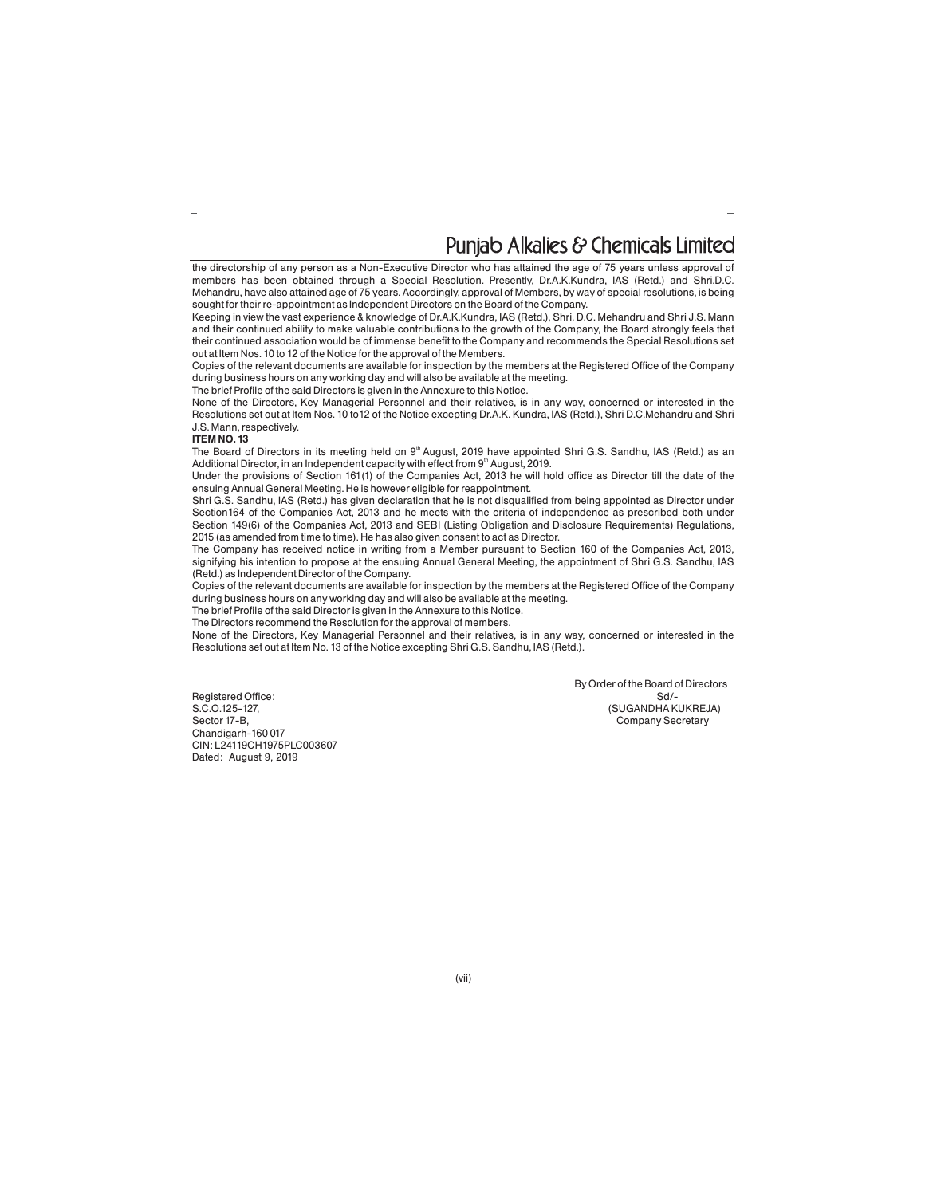the directorship of any person as a Non-Executive Director who has attained the age of 75 years unless approval of members has been obtained through a Special Resolution. Presently, Dr.A.K.Kundra, IAS (Retd.) and Shri.D.C. Mehandru, have also attained age of 75 years. Accordingly, approval of Members, by way of special resolutions, is being sought for their re-appointment as Independent Directors on the Board of the Company.

Keeping in view the vast experience & knowledge of Dr.A.K.Kundra, IAS (Retd.), Shri. D.C. Mehandru and Shri J.S. Mann and their continued ability to make valuable contributions to the growth of the Company, the Board strongly feels that their continued association would be of immense benefit to the Company and recommends the Special Resolutions set out at Item Nos. 10 to 12 of the Notice for the approval of the Members.

Copies of the relevant documents are available for inspection by the members at the Registered Office of the Company during business hours on any working day and will also be available at the meeting.

The brief Profile of the said Directors is given in the Annexure to this Notice.

None of the Directors, Key Managerial Personnel and their relatives, is in any way, concerned or interested in the Resolutions set out at Item Nos. 10 to12 of the Notice excepting Dr.A.K. Kundra, IAS (Retd.), Shri D.C.Mehandru and Shri J.S. Mann, respectively.

**ITEM NO. 13**

The Board of Directors in its meeting held on 9th August, 2019 have appointed Shri G.S. Sandhu, IAS (Retd.) as an Additional Director, in an Independent capacity with effect from 9th August, 2019.

Under the provisions of Section 161(1) of the Companies Act, 2013 he will hold office as Director till the date of the ensuing Annual General Meeting. He is however eligible for reappointment.

Shri G.S. Sandhu, IAS (Retd.) has given declaration that he is not disqualified from being appointed as Director under Section164 of the Companies Act, 2013 and he meets with the criteria of independence as prescribed both under Section 149(6) of the Companies Act, 2013 and SEBI (Listing Obligation and Disclosure Requirements) Regulations, 2015 (as amended from time to time). He has also given consent to act as Director.

The Company has received notice in writing from a Member pursuant to Section 160 of the Companies Act, 2013, signifying his intention to propose at the ensuing Annual General Meeting, the appointment of Shri G.S. Sandhu, IAS (Retd.) as Independent Director of the Company.

Copies of the relevant documents are available for inspection by the members at the Registered Office of the Company during business hours on any working day and will also be available at the meeting.

The brief Profile of the said Director is given in the Annexure to this Notice.

The Directors recommend the Resolution for the approval of members.

None of the Directors, Key Managerial Personnel and their relatives, is in any way, concerned or interested in the Resolutions set out at Item No. 13 of the Notice excepting Shri G.S. Sandhu, IAS (Retd.).

By Order of the Board of Directors
Sd/-
(SUGANDHA KUKREJA)
Company Secretary

Registered Office:
S.C.O.125-127,
Sector 17-B,
Chandigarh-160 017
CIN: L24119CH1975PLC003607
Dated: August 9, 2019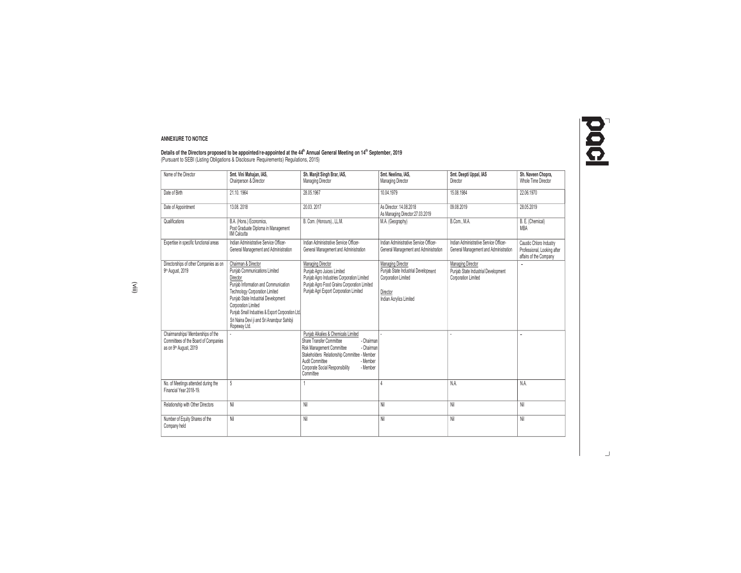**ANNEXURE TO NOTICE**

**Details of the Directors proposed to be appointed/re-appointed at the 44th Annual General Meeting on 14th September, 2019**
(Pursuant to SEBI (Listing Obligations & Disclosure Requirements) Regulations, 2015)

| Name of the Director | Smt. Vini Mahajan, IAS, Chairperson & Director | Sh. Manjit Singh Brar, IAS, Managing Director | Smt. Neelima, IAS, Managing Director | Smt. Deepti Uppal, IAS Director | Sh. Naveen Chopra, Whole Time Director |
|---|---|---|---|---|---|
| Date of Birth | 21.10. 1964 | 28.05.1967 | 10.04.1979 | 15.08.1984 | 22.06.1970 |
| Date of Appointment | 13.08. 2018 | 20.03. 2017 | As Director: 14.08.2018<br>As Managing Director:27.03.2019 | 09.08.2019 | 28.05.2019 |
| Qualifications | B.A. (Hons.) Economics, Post Graduate Diploma in Management IIM Calcutta | B. Com. (Honours)., LL.M. | M.A. (Geography) | B.Com., M.A. | B. E. (Chemical) MBA |
| Expertise in specific functional areas | Indian Administrative Service Officer- General Management and Administration | Indian Administrative Service Officer- General Management and Administration | Indian Administrative Service Officer- General Management and Administration | Indian Administrative Service Officer- General Management and Administration | Caustic Chloro Industry Professional, Looking after affairs of the Company |
| Directorships of other Companies as on 9th August, 2019 | Chairman & Director<br>Punjab Communications Limited<br>Director<br>Punjab Information and Communication Technology Corporation Limited<br>Punjab State Industrial Development Corporation Limited<br>Punjab Small Industries & Export Corporation Ltd.<br>Sri Naina Devi ji and Sri Anandpur Sahibji Ropeway Ltd. | Managing Director<br>Punjab Agro Juices Limited<br>Punjab Agro Industries Corporation Limited<br>Punjab Agro Food Grains Corporation Limited<br>Punjab Agri Export Corporation Limited | Managing Director<br>Punjab State Industrial Development Corporation Limited<br>Director<br>Indian Acrylics Limited | Managing Director<br>Punjab State Industrial Development Corporation Limited | – |
| Chairmanships/ Memberships of the Committees of the Board of Companies as on 9th August, 2019 | - | Punjab Alkalies & Chemicals Limited<br>Share Transfer Committee - Chairman<br>Risk Management Committee - Chairman<br>Stakeholders Relationship Committee - Member<br>Audit Committee - Member<br>Corporate Social Responsibility Committee - Member | - | - | – |
| No. of Meetings attended during the Financial Year 2018-19. | 5 | 1 | 4 | N.A. | N.A. |
| Relationship with Other Directors | Nil | Nil | Nil | Nil | Nil |
| Number of Equity Shares of the Company held | Nil | Nil | Nil | Nil | Nil |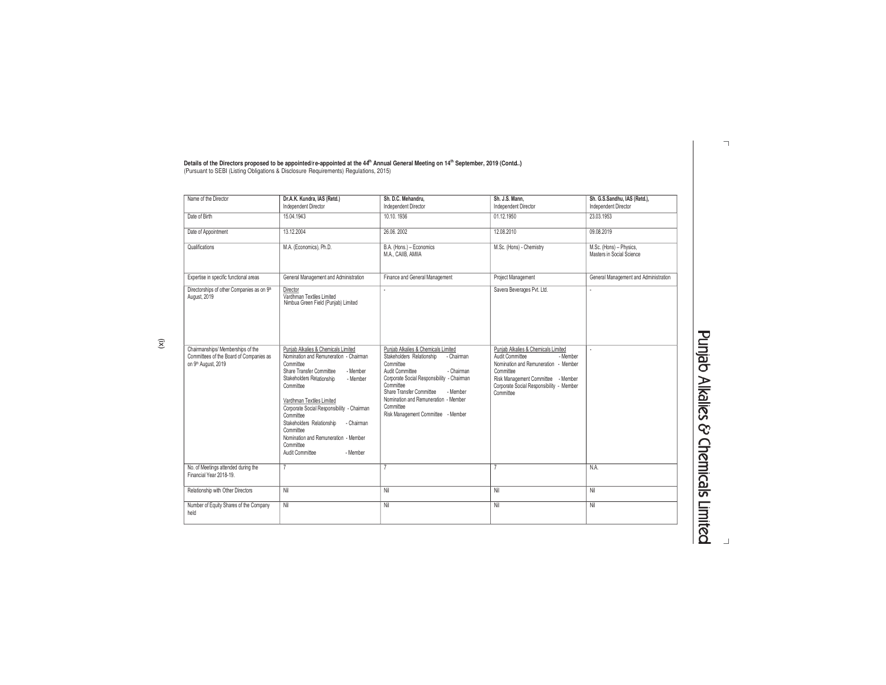**Details of the Directors proposed to be appointed/re-appointed at the 44th Annual General Meeting on 14th September, 2019 (Contd..)**
(Pursuant to SEBI (Listing Obligations & Disclosure Requirements) Regulations, 2015)

| Name of the Director | **Dr.A.K. Kundra, IAS (Retd.)** Independent Director | **Sh. D.C. Mehandru,** Independent Director | **Sh. J.S. Mann,** Independent Director | **Sh. G.S.Sandhu, IAS (Retd.),** Independent Director |
|---|---|---|---|---|
| Date of Birth | 15.04.1943 | 10.10. 1936 | 01.12.1950 | 23.03.1953 |
| Date of Appointment | 13.12.2004 | 26.06. 2002 | 12.08.2010 | 09.08.2019 |
| Qualifications | M.A. (Economics), Ph.D. | B.A. (Hons.) – Economics M.A., CAIIB, AMIIA | M.Sc. (Hons) - Chemistry | M.Sc. (Hons) – Physics, Masters in Social Science |
| Expertise in specific functional areas | General Management and Administration | Finance and General Management | Project Management | General Management and Administration |
| Directorships of other Companies as on 9th August, 2019 | Director<br>Vardhman Textiles Limited<br>Nimbua Green Field (Punjab) Limited | - | Savera Beverages Pvt. Ltd. | - |
| Chairmanships/ Memberships of the Committees of the Board of Companies as on 9th August, 2019 | Punjab Alkalies & Chemicals Limited<br>Nomination and Remuneration Committee - Chairman<br>Share Transfer Committee - Member<br>Stakeholders Relationship Committee - Member<br><br>Vardhman Textiles Limited<br>Corporate Social Responsibility Committee - Chairman<br>Stakeholders Relationship Committee - Chairman<br>Nomination and Remuneration Committee - Member<br>Audit Committee - Member | Punjab Alkalies & Chemicals Limited<br>Stakeholders Relationship Committee - Chairman<br>Audit Committee - Chairman<br>Corporate Social Responsibility Committee - Chairman<br>Share Transfer Committee - Member<br>Nomination and Remuneration Committee - Member<br>Risk Management Committee - Member | Punjab Alkalies & Chemicals Limited<br>Audit Committee - Member<br>Nomination and Remuneration Committee - Member<br>Risk Management Committee - Member<br>Corporate Social Responsibility Committee - Member | - |
| No. of Meetings attended during the Financial Year 2018-19. | 7 | 7 | 7 | N.A. |
| Relationship with Other Directors | Nil | Nil | Nil | Nil |
| Number of Equity Shares of the Company held | Nil | Nil | Nil | Nil |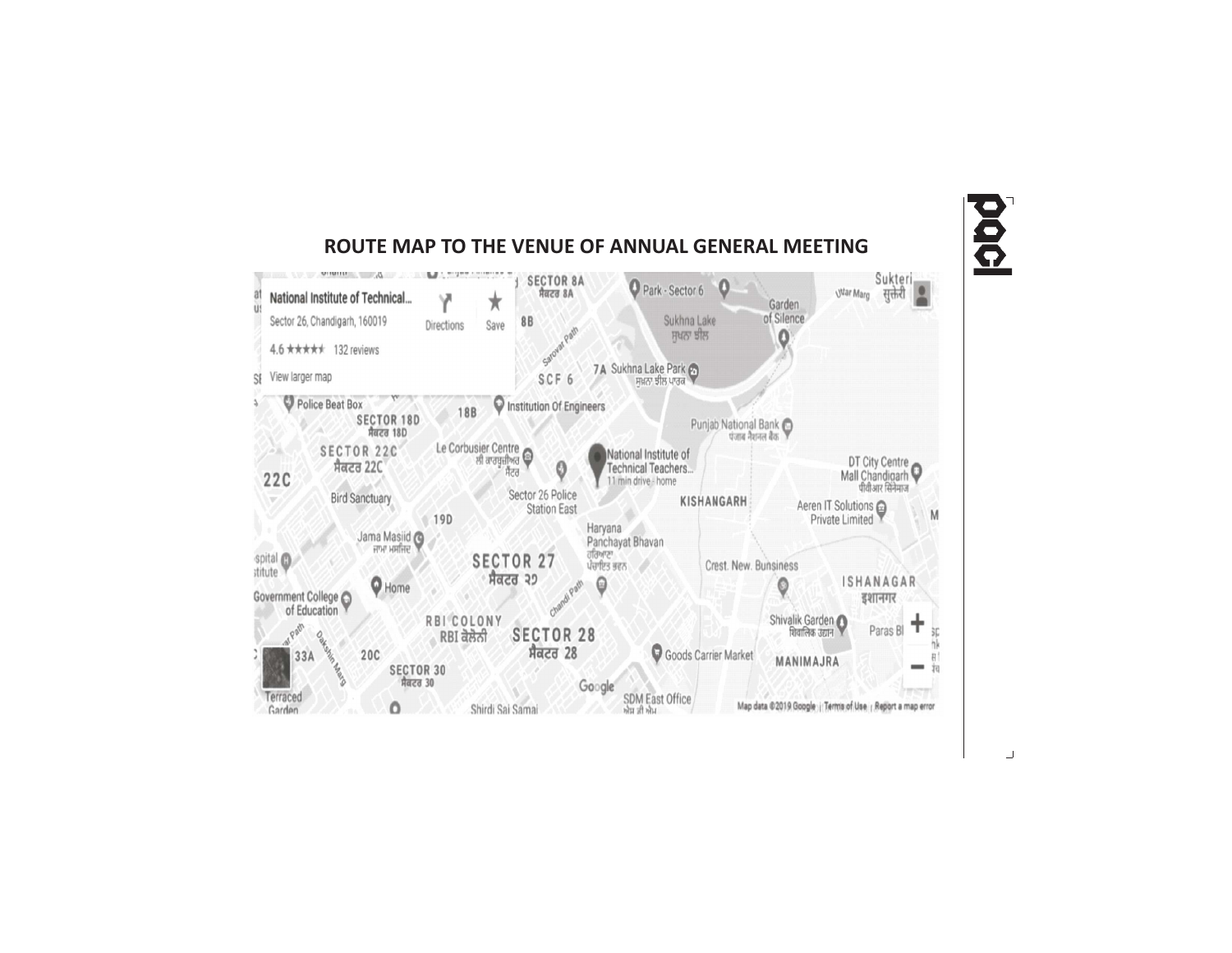## ROUTE MAP TO THE VENUE OF ANNUAL GENERAL MEETING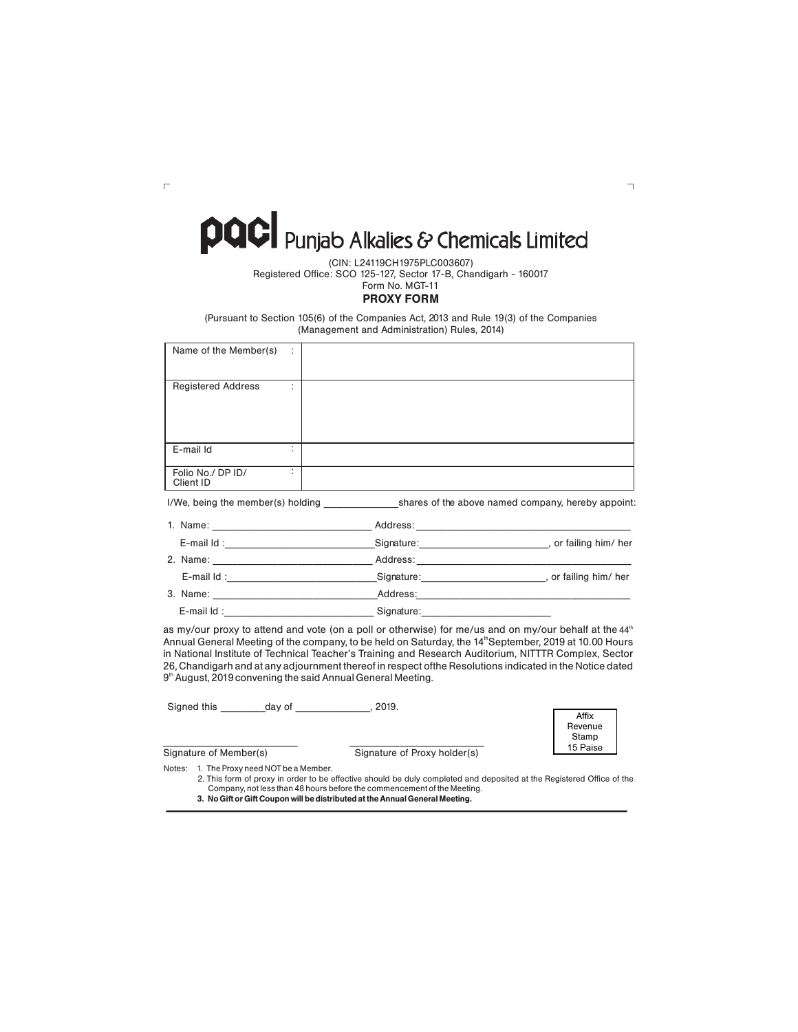# pacl Punjab Alkalies & Chemicals Limited

(CIN: L24119CH1975PLC003607)
Registered Office: SCO 125-127, Sector 17-B, Chandigarh - 160017
Form No. MGT-11

**PROXY FORM**

(Pursuant to Section 105(6) of the Companies Act, 2013 and Rule 19(3) of the Companies (Management and Administration) Rules, 2014)

| | |
|---|---|
| Name of the Member(s) : | |
| Registered Address : | |
| E-mail Id : | |
| Folio No./ DP ID/ Client ID : | |

I/We, being the member(s) holding ______________shares of the above named company, hereby appoint:

1. Name: ____________________________ Address: ________________________________________
   E-mail Id :__________________________Signature:______________________, or failing him/ her
2. Name: ____________________________ Address: ________________________________________
   E-mail Id :__________________________Signature:______________________, or failing him/ her
3. Name: ____________________________Address:_________________________________________
   E-mail Id :__________________________ Signature:______________________

as my/our proxy to attend and vote (on a poll or otherwise) for me/us and on my/our behalf at the 44th Annual General Meeting of the company, to be held on Saturday, the 14th September, 2019 at 10.00 Hours in National Institute of Technical Teacher's Training and Research Auditorium, NITTTR Complex, Sector 26, Chandigarh and at any adjournment thereof in respect ofthe Resolutions indicated in the Notice dated 9th August, 2019 convening the said Annual General Meeting.

Signed this ________day of _____________, 2019.

Affix Revenue Stamp 15 Paise

________________________ ________________________
Signature of Member(s) Signature of Proxy holder(s)

Notes:
1. The Proxy need NOT be a Member.
2. This form of proxy in order to be effective should be duly completed and deposited at the Registered Office of the Company, not less than 48 hours before the commencement of the Meeting.
3. **No Gift or Gift Coupon will be distributed at the Annual General Meeting.**